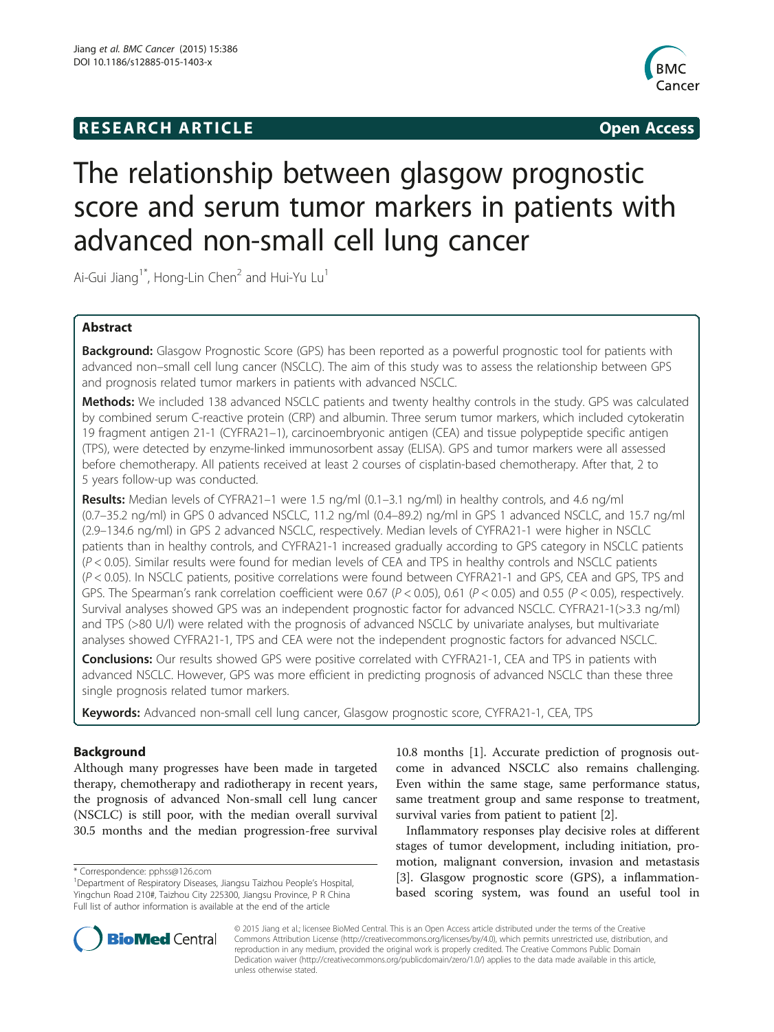**RESEARCH ARTICLE** **Open Access**

# The relationship between glasgow prognostic score and serum tumor markers in patients with advanced non-small cell lung cancer

Ai-Gui Jiang[1*], Hong-Lin Chen[2] and Hui-Yu Lu[1]

## Abstract

**Background:** Glasgow Prognostic Score (GPS) has been reported as a powerful prognostic tool for patients with advanced non–small cell lung cancer (NSCLC). The aim of this study was to assess the relationship between GPS and prognosis related tumor markers in patients with advanced NSCLC.

**Methods:** We included 138 advanced NSCLC patients and twenty healthy controls in the study. GPS was calculated by combined serum C-reactive protein (CRP) and albumin. Three serum tumor markers, which included cytokeratin 19 fragment antigen 21-1 (CYFRA21–1), carcinoembryonic antigen (CEA) and tissue polypeptide specific antigen (TPS), were detected by enzyme-linked immunosorbent assay (ELISA). GPS and tumor markers were all assessed before chemotherapy. All patients received at least 2 courses of cisplatin-based chemotherapy. After that, 2 to 5 years follow-up was conducted.

**Results:** Median levels of CYFRA21–1 were 1.5 ng/ml (0.1–3.1 ng/ml) in healthy controls, and 4.6 ng/ml (0.7–35.2 ng/ml) in GPS 0 advanced NSCLC, 11.2 ng/ml (0.4–89.2) ng/ml in GPS 1 advanced NSCLC, and 15.7 ng/ml (2.9–134.6 ng/ml) in GPS 2 advanced NSCLC, respectively. Median levels of CYFRA21-1 were higher in NSCLC patients than in healthy controls, and CYFRA21-1 increased gradually according to GPS category in NSCLC patients ($P < 0.05$). Similar results were found for median levels of CEA and TPS in healthy controls and NSCLC patients ($P < 0.05$). In NSCLC patients, positive correlations were found between CYFRA21-1 and GPS, CEA and GPS, TPS and GPS. The Spearman's rank correlation coefficient were 0.67 ($P < 0.05$), 0.61 ($P < 0.05$) and 0.55 ($P < 0.05$), respectively. Survival analyses showed GPS was an independent prognostic factor for advanced NSCLC. CYFRA21-1(>3.3 ng/ml) and TPS (>80 U/l) were related with the prognosis of advanced NSCLC by univariate analyses, but multivariate analyses showed CYFRA21-1, TPS and CEA were not the independent prognostic factors for advanced NSCLC.

**Conclusions:** Our results showed GPS were positive correlated with CYFRA21-1, CEA and TPS in patients with advanced NSCLC. However, GPS was more efficient in predicting prognosis of advanced NSCLC than these three single prognosis related tumor markers.

**Keywords:** Advanced non-small cell lung cancer, Glasgow prognostic score, CYFRA21-1, CEA, TPS

## Background

Although many progresses have been made in targeted therapy, chemotherapy and radiotherapy in recent years, the prognosis of advanced Non-small cell lung cancer (NSCLC) is still poor, with the median overall survival 30.5 months and the median progression-free survival 10.8 months [1]. Accurate prediction of prognosis outcome in advanced NSCLC also remains challenging. Even within the same stage, same performance status, same treatment group and same response to treatment, survival varies from patient to patient [2].

Inflammatory responses play decisive roles at different stages of tumor development, including initiation, promotion, malignant conversion, invasion and metastasis [3]. Glasgow prognostic score (GPS), a inflammation-based scoring system, was found an useful tool in

* Correspondence: pphss@126.com
[1]Department of Respiratory Diseases, Jiangsu Taizhou People's Hospital, Yingchun Road 210#, Taizhou City 225300, Jiangsu Province, P R China
Full list of author information is available at the end of the article

© 2015 Jiang et al.; licensee BioMed Central. This is an Open Access article distributed under the terms of the Creative Commons Attribution License (http://creativecommons.org/licenses/by/4.0), which permits unrestricted use, distribution, and reproduction in any medium, provided the original work is properly credited. The Creative Commons Public Domain Dedication waiver (http://creativecommons.org/publicdomain/zero/1.0/) applies to the data made available in this article, unless otherwise stated.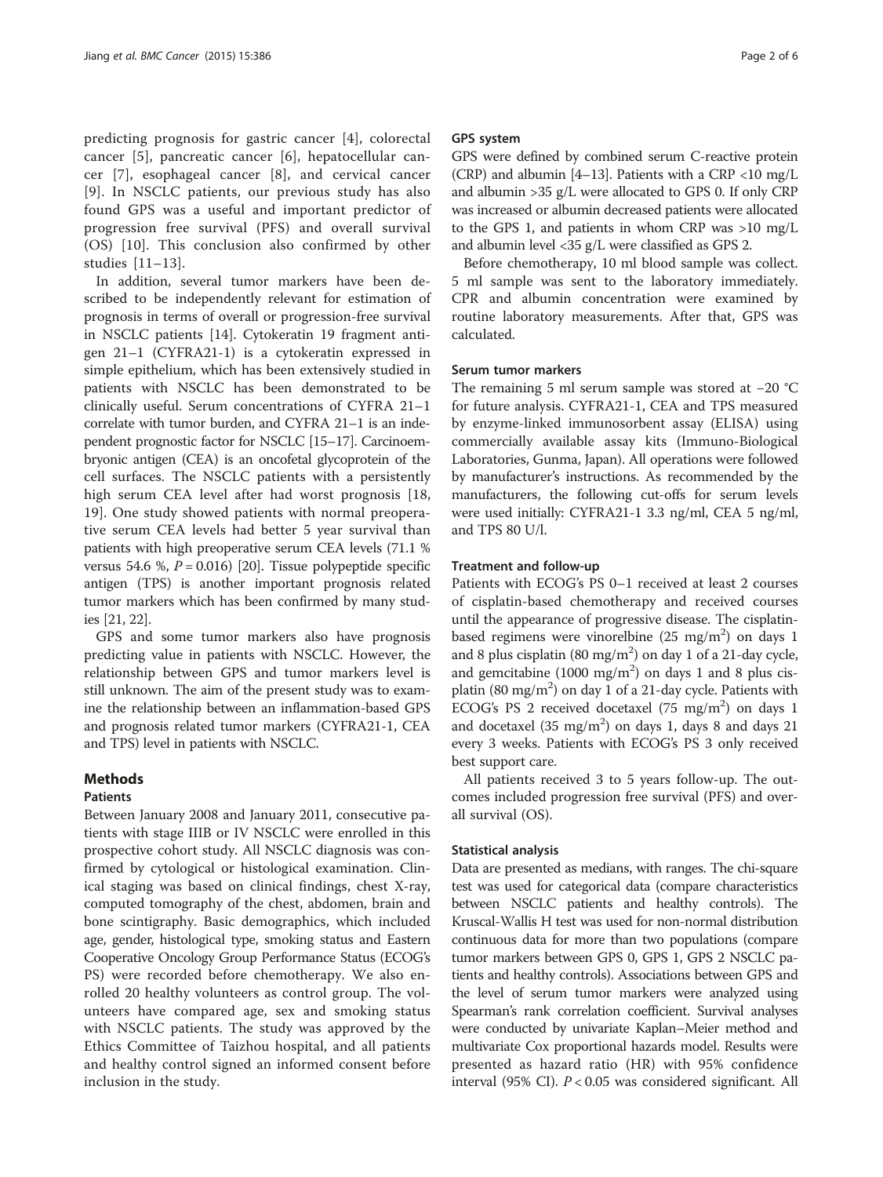predicting prognosis for gastric cancer [4], colorectal cancer [5], pancreatic cancer [6], hepatocellular cancer [7], esophageal cancer [8], and cervical cancer [9]. In NSCLC patients, our previous study has also found GPS was a useful and important predictor of progression free survival (PFS) and overall survival (OS) [10]. This conclusion also confirmed by other studies [11–13].

In addition, several tumor markers have been described to be independently relevant for estimation of prognosis in terms of overall or progression-free survival in NSCLC patients [14]. Cytokeratin 19 fragment antigen 21–1 (CYFRA21-1) is a cytokeratin expressed in simple epithelium, which has been extensively studied in patients with NSCLC has been demonstrated to be clinically useful. Serum concentrations of CYFRA 21–1 correlate with tumor burden, and CYFRA 21–1 is an independent prognostic factor for NSCLC [15–17]. Carcinoembryonic antigen (CEA) is an oncofetal glycoprotein of the cell surfaces. The NSCLC patients with a persistently high serum CEA level after had worst prognosis [18, 19]. One study showed patients with normal preoperative serum CEA levels had better 5 year survival than patients with high preoperative serum CEA levels (71.1 % versus 54.6 %, $P = 0.016$) [20]. Tissue polypeptide specific antigen (TPS) is another important prognosis related tumor markers which has been confirmed by many studies [21, 22].

GPS and some tumor markers also have prognosis predicting value in patients with NSCLC. However, the relationship between GPS and tumor markers level is still unknown. The aim of the present study was to examine the relationship between an inflammation-based GPS and prognosis related tumor markers (CYFRA21-1, CEA and TPS) level in patients with NSCLC.

## Methods

### Patients

Between January 2008 and January 2011, consecutive patients with stage IIIB or IV NSCLC were enrolled in this prospective cohort study. All NSCLC diagnosis was confirmed by cytological or histological examination. Clinical staging was based on clinical findings, chest X-ray, computed tomography of the chest, abdomen, brain and bone scintigraphy. Basic demographics, which included age, gender, histological type, smoking status and Eastern Cooperative Oncology Group Performance Status (ECOG's PS) were recorded before chemotherapy. We also enrolled 20 healthy volunteers as control group. The volunteers have compared age, sex and smoking status with NSCLC patients. The study was approved by the Ethics Committee of Taizhou hospital, and all patients and healthy control signed an informed consent before inclusion in the study.

### GPS system

GPS were defined by combined serum C-reactive protein (CRP) and albumin [4–13]. Patients with a CRP <10 mg/L and albumin >35 g/L were allocated to GPS 0. If only CRP was increased or albumin decreased patients were allocated to the GPS 1, and patients in whom CRP was >10 mg/L and albumin level <35 g/L were classified as GPS 2.

Before chemotherapy, 10 ml blood sample was collect. 5 ml sample was sent to the laboratory immediately. CPR and albumin concentration were examined by routine laboratory measurements. After that, GPS was calculated.

### Serum tumor markers

The remaining 5 ml serum sample was stored at −20 °C for future analysis. CYFRA21-1, CEA and TPS measured by enzyme-linked immunosorbent assay (ELISA) using commercially available assay kits (Immuno-Biological Laboratories, Gunma, Japan). All operations were followed by manufacturer's instructions. As recommended by the manufacturers, the following cut-offs for serum levels were used initially: CYFRA21-1 3.3 ng/ml, CEA 5 ng/ml, and TPS 80 U/l.

### Treatment and follow-up

Patients with ECOG's PS 0–1 received at least 2 courses of cisplatin-based chemotherapy and received courses until the appearance of progressive disease. The cisplatin-based regimens were vinorelbine (25 mg/m$^2$) on days 1 and 8 plus cisplatin (80 mg/m$^2$) on day 1 of a 21-day cycle, and gemcitabine (1000 mg/m$^2$) on days 1 and 8 plus cisplatin (80 mg/m$^2$) on day 1 of a 21-day cycle. Patients with ECOG's PS 2 received docetaxel (75 mg/m$^2$) on days 1 and docetaxel (35 mg/m$^2$) on days 1, days 8 and days 21 every 3 weeks. Patients with ECOG's PS 3 only received best support care.

All patients received 3 to 5 years follow-up. The outcomes included progression free survival (PFS) and overall survival (OS).

### Statistical analysis

Data are presented as medians, with ranges. The chi-square test was used for categorical data (compare characteristics between NSCLC patients and healthy controls). The Kruscal-Wallis H test was used for non-normal distribution continuous data for more than two populations (compare tumor markers between GPS 0, GPS 1, GPS 2 NSCLC patients and healthy controls). Associations between GPS and the level of serum tumor markers were analyzed using Spearman's rank correlation coefficient. Survival analyses were conducted by univariate Kaplan–Meier method and multivariate Cox proportional hazards model. Results were presented as hazard ratio (HR) with 95% confidence interval (95% CI). $P < 0.05$ was considered significant. All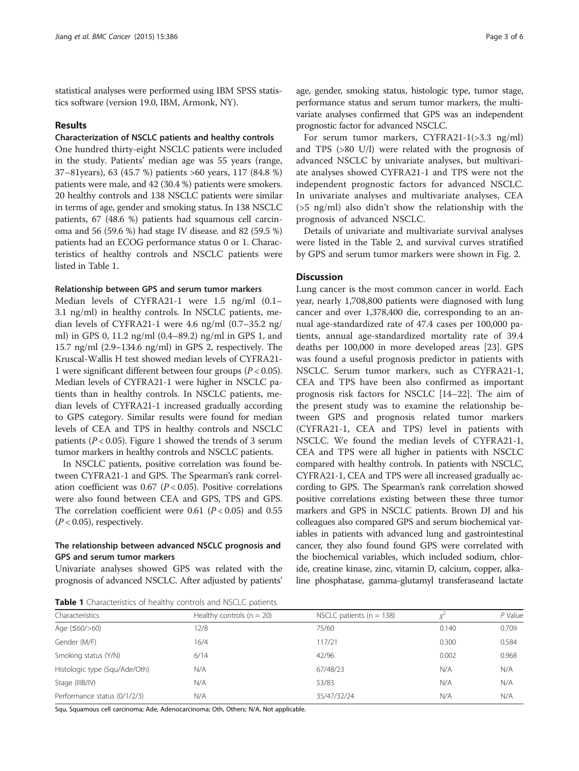statistical analyses were performed using IBM SPSS statistics software (version 19.0, IBM, Armonk, NY).

## Results

### Characterization of NSCLC patients and healthy controls

One hundred thirty-eight NSCLC patients were included in the study. Patients' median age was 55 years (range, 37–81years), 63 (45.7 %) patients >60 years, 117 (84.8 %) patients were male, and 42 (30.4 %) patients were smokers. 20 healthy controls and 138 NSCLC patients were similar in terms of age, gender and smoking status. In 138 NSCLC patients, 67 (48.6 %) patients had squamous cell carcinoma and 56 (59.6 %) had stage IV disease. and 82 (59.5 %) patients had an ECOG performance status 0 or 1. Characteristics of healthy controls and NSCLC patients were listed in Table 1.

### Relationship between GPS and serum tumor markers

Median levels of CYFRA21-1 were 1.5 ng/ml (0.1–3.1 ng/ml) in healthy controls. In NSCLC patients, median levels of CYFRA21-1 were 4.6 ng/ml (0.7–35.2 ng/ml) in GPS 0, 11.2 ng/ml (0.4–89.2) ng/ml in GPS 1, and 15.7 ng/ml (2.9–134.6 ng/ml) in GPS 2, respectively. The Kruscal-Wallis H test showed median levels of CYFRA21-1 were significant different between four groups ($P < 0.05$). Median levels of CYFRA21-1 were higher in NSCLC patients than in healthy controls. In NSCLC patients, median levels of CYFRA21-1 increased gradually according to GPS category. Similar results were found for median levels of CEA and TPS in healthy controls and NSCLC patients ($P < 0.05$). Figure 1 showed the trends of 3 serum tumor markers in healthy controls and NSCLC patients.

In NSCLC patients, positive correlation was found between CYFRA21-1 and GPS. The Spearman's rank correlation coefficient was 0.67 ($P < 0.05$). Positive correlations were also found between CEA and GPS, TPS and GPS. The correlation coefficient were 0.61 ($P < 0.05$) and 0.55 ($P < 0.05$), respectively.

### The relationship between advanced NSCLC prognosis and GPS and serum tumor markers

Univariate analyses showed GPS was related with the prognosis of advanced NSCLC. After adjusted by patients' age, gender, smoking status, histologic type, tumor stage, performance status and serum tumor markers, the multivariate analyses confirmed that GPS was an independent prognostic factor for advanced NSCLC.

For serum tumor markers, CYFRA21-1(>3.3 ng/ml) and TPS (>80 U/l) were related with the prognosis of advanced NSCLC by univariate analyses, but multivariate analyses showed CYFRA21-1 and TPS were not the independent prognostic factors for advanced NSCLC. In univariate analyses and multivariate analyses, CEA (>5 ng/ml) also didn't show the relationship with the prognosis of advanced NSCLC.

Details of univariate and multivariate survival analyses were listed in the Table 2, and survival curves stratified by GPS and serum tumor markers were shown in Fig. 2.

## Discussion

Lung cancer is the most common cancer in world. Each year, nearly 1,708,800 patients were diagnosed with lung cancer and over 1,378,400 die, corresponding to an annual age-standardized rate of 47.4 cases per 100,000 patients, annual age-standardized mortality rate of 39.4 deaths per 100,000 in more developed areas [23]. GPS was found a useful prognosis predictor in patients with NSCLC. Serum tumor markers, such as CYFRA21-1, CEA and TPS have been also confirmed as important prognosis risk factors for NSCLC [14–22]. The aim of the present study was to examine the relationship between GPS and prognosis related tumor markers (CYFRA21-1, CEA and TPS) level in patients with NSCLC. We found the median levels of CYFRA21-1, CEA and TPS were all higher in patients with NSCLC compared with healthy controls. In patients with NSCLC, CYFRA21-1, CEA and TPS were all increased gradually according to GPS. The Spearman's rank correlation showed positive correlations existing between these three tumor markers and GPS in NSCLC patients. Brown DJ and his colleagues also compared GPS and serum biochemical variables in patients with advanced lung and gastrointestinal cancer, they also found found GPS were correlated with the biochemical variables, which included sodium, chloride, creatine kinase, zinc, vitamin D, calcium, copper, alkaline phosphatase, gamma-glutamyl transferaseand lactate

**Table 1** Characteristics of healthy controls and NSCLC patients

| Characteristics | Healthy controls (n = 20) | NSCLC patients (n = 138) | $\chi^2$ | *P* Value |
| --- | --- | --- | --- | --- |
| Age (≤60/>60) | 12/8 | 75/60 | 0.140 | 0.709 |
| Gender (M/F) | 16/4 | 117/21 | 0.300 | 0.584 |
| Smoking status (Y/N) | 6/14 | 42/96 | 0.002 | 0.968 |
| Histologic type (Squ/Ade/Oth) | N/A | 67/48/23 | N/A | N/A |
| Stage (IIIB/IV) | N/A | 53/83 | N/A | N/A |
| Performance status (0/1/2/3) | N/A | 35/47/32/24 | N/A | N/A |

Squ, Squamous cell carcinoma; Ade, Adenocarcinoma; Oth, Others; N/A, Not applicable.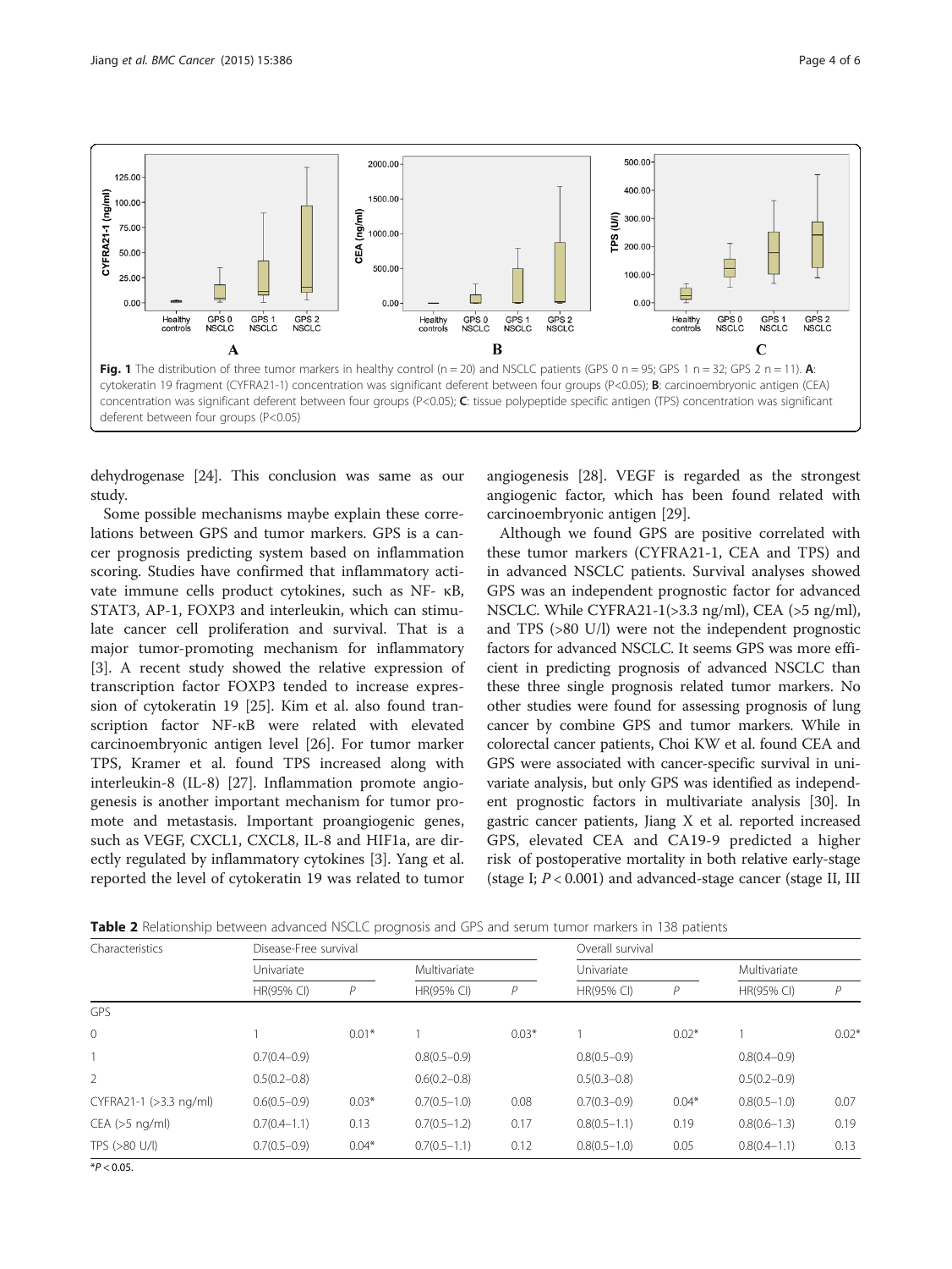Fig. 1 The distribution of three tumor markers in healthy control (n = 20) and NSCLC patients (GPS 0 n = 95; GPS 1 n = 32; GPS 2 n = 11). **A**: cytokeratin 19 fragment (CYFRA21-1) concentration was significant deferent between four groups (P<0.05); **B**: carcinoembryonic antigen (CEA) concentration was significant deferent between four groups (P<0.05); **C**: tissue polypeptide specific antigen (TPS) concentration was significant deferent between four groups (P<0.05)

dehydrogenase [24]. This conclusion was same as our study.

Some possible mechanisms maybe explain these correlations between GPS and tumor markers. GPS is a cancer prognosis predicting system based on inflammation scoring. Studies have confirmed that inflammatory activate immune cells product cytokines, such as NF- κB, STAT3, AP-1, FOXP3 and interleukin, which can stimulate cancer cell proliferation and survival. That is a major tumor-promoting mechanism for inflammatory [3]. A recent study showed the relative expression of transcription factor FOXP3 tended to increase expression of cytokeratin 19 [25]. Kim et al. also found transcription factor NF-κB were related with elevated carcinoembryonic antigen level [26]. For tumor marker TPS, Kramer et al. found TPS increased along with interleukin-8 (IL-8) [27]. Inflammation promote angiogenesis is another important mechanism for tumor promote and metastasis. Important proangiogenic genes, such as VEGF, CXCL1, CXCL8, IL-8 and HIF1a, are directly regulated by inflammatory cytokines [3]. Yang et al. reported the level of cytokeratin 19 was related to tumor angiogenesis [28]. VEGF is regarded as the strongest angiogenic factor, which has been found related with carcinoembryonic antigen [29].

Although we found GPS are positive correlated with these tumor markers (CYFRA21-1, CEA and TPS) and in advanced NSCLC patients. Survival analyses showed GPS was an independent prognostic factor for advanced NSCLC. While CYFRA21-1(>3.3 ng/ml), CEA (>5 ng/ml), and TPS (>80 U/l) were not the independent prognostic factors for advanced NSCLC. It seems GPS was more efficient in predicting prognosis of advanced NSCLC than these three single prognosis related tumor markers. No other studies were found for assessing prognosis of lung cancer by combine GPS and tumor markers. While in colorectal cancer patients, Choi KW et al. found CEA and GPS were associated with cancer-specific survival in univariate analysis, but only GPS was identified as independent prognostic factors in multivariate analysis [30]. In gastric cancer patients, Jiang X et al. reported increased GPS, elevated CEA and CA19-9 predicted a higher risk of postoperative mortality in both relative early-stage (stage I; $P < 0.001$) and advanced-stage cancer (stage II, III

**Table 2** Relationship between advanced NSCLC prognosis and GPS and serum tumor markers in 138 patients

| Characteristics | Disease-Free survival | | | | Overall survival | | | |
|---|---|---|---|---|---|---|---|---|
| | Univariate | | Multivariate | | Univariate | | Multivariate | |
| | HR(95% CI) | *P* | HR(95% CI) | *P* | HR(95% CI) | *P* | HR(95% CI) | *P* |
| GPS | | | | | | | | |
| 0 | 1 | 0.01* | 1 | 0.03* | 1 | 0.02* | 1 | 0.02* |
| 1 | 0.7(0.4–0.9) | | 0.8(0.5–0.9) | | 0.8(0.5–0.9) | | 0.8(0.4–0.9) | |
| 2 | 0.5(0.2–0.8) | | 0.6(0.2–0.8) | | 0.5(0.3–0.8) | | 0.5(0.2–0.9) | |
| CYFRA21-1 (>3.3 ng/ml) | 0.6(0.5–0.9) | 0.03* | 0.7(0.5–1.0) | 0.08 | 0.7(0.3–0.9) | 0.04* | 0.8(0.5–1.0) | 0.07 |
| CEA (>5 ng/ml) | 0.7(0.4–1.1) | 0.13 | 0.7(0.5–1.2) | 0.17 | 0.8(0.5–1.1) | 0.19 | 0.8(0.6–1.3) | 0.19 |
| TPS (>80 U/l) | 0.7(0.5–0.9) | 0.04* | 0.7(0.5–1.1) | 0.12 | 0.8(0.5–1.0) | 0.05 | 0.8(0.4–1.1) | 0.13 |

*$P < 0.05$.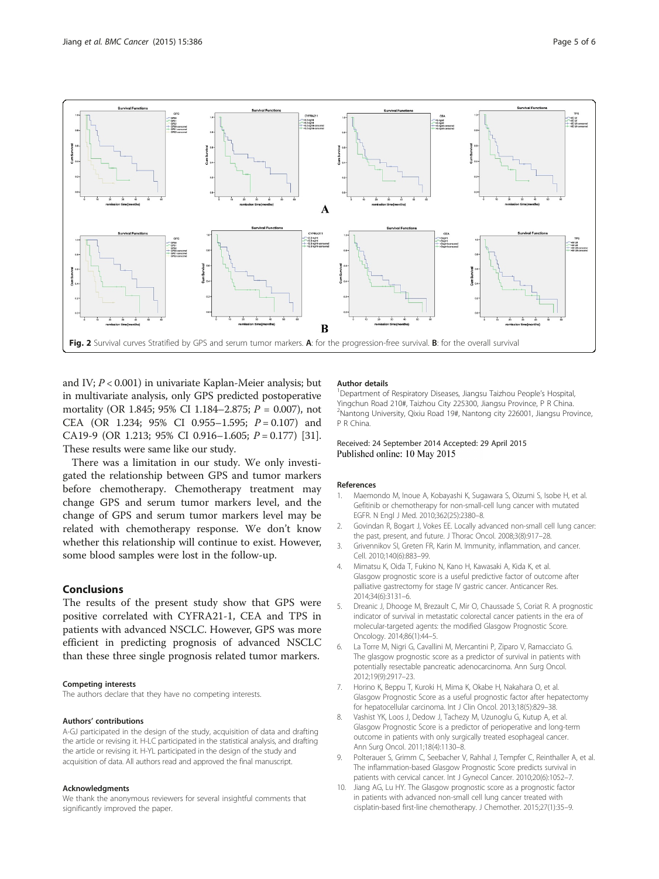Fig. 2 Survival curves Stratified by GPS and serum tumor markers. **A**: for the progression-free survival. **B**: for the overall survival

and IV; $P < 0.001$) in univariate Kaplan-Meier analysis; but in multivariate analysis, only GPS predicted postoperative mortality (OR 1.845; 95% CI 1.184–2.875; $P = 0.007$), not CEA (OR 1.234; 95% CI 0.955–1.595; $P = 0.107$) and CA19-9 (OR 1.213; 95% CI 0.916–1.605; $P = 0.177$) [31]. These results were same like our study.

There was a limitation in our study. We only investigated the relationship between GPS and tumor markers before chemotherapy. Chemotherapy treatment may change GPS and serum tumor markers level, and the change of GPS and serum tumor markers level may be related with chemotherapy response. We don't know whether this relationship will continue to exist. However, some blood samples were lost in the follow-up.

## Conclusions

The results of the present study show that GPS were positive correlated with CYFRA21-1, CEA and TPS in patients with advanced NSCLC. However, GPS was more efficient in predicting prognosis of advanced NSCLC than these three single prognosis related tumor markers.

#### Competing interests

The authors declare that they have no competing interests.

#### Authors' contributions

A-GJ participated in the design of the study, acquisition of data and drafting the article or revising it. H-LC participated in the statistical analysis, and drafting the article or revising it. H-YL participated in the design of the study and acquisition of data. All authors read and approved the final manuscript.

#### Acknowledgments

We thank the anonymous reviewers for several insightful comments that significantly improved the paper.

#### Author details

[1]Department of Respiratory Diseases, Jiangsu Taizhou People's Hospital, Yingchun Road 210#, Taizhou City 225300, Jiangsu Province, P R China. [2]Nantong University, Qixiu Road 19#, Nantong city 226001, Jiangsu Province, P R China.

Received: 24 September 2014 Accepted: 29 April 2015
Published online: 10 May 2015

#### References

1. Maemondo M, Inoue A, Kobayashi K, Sugawara S, Oizumi S, Isobe H, et al. Gefitinib or chemotherapy for non-small-cell lung cancer with mutated EGFR. N Engl J Med. 2010;362(25):2380–8.
2. Govindan R, Bogart J, Vokes EE. Locally advanced non-small cell lung cancer: the past, present, and future. J Thorac Oncol. 2008;3(8):917–28.
3. Grivennikov SI, Greten FR, Karin M. Immunity, inflammation, and cancer. Cell. 2010;140(6):883–99.
4. Mimatsu K, Oida T, Fukino N, Kano H, Kawasaki A, Kida K, et al. Glasgow prognostic score is a useful predictive factor of outcome after palliative gastrectomy for stage IV gastric cancer. Anticancer Res. 2014;34(6):3131–6.
5. Dreanic J, Dhooge M, Brezault C, Mir O, Chaussade S, Coriat R. A prognostic indicator of survival in metastatic colorectal cancer patients in the era of molecular-targeted agents: the modified Glasgow Prognostic Score. Oncology. 2014;86(1):44–5.
6. La Torre M, Nigri G, Cavallini M, Mercantini P, Ziparo V, Ramacciato G. The glasgow prognostic score as a predictor of survival in patients with potentially resectable pancreatic adenocarcinoma. Ann Surg Oncol. 2012;19(9):2917–23.
7. Horino K, Beppu T, Kuroki H, Mima K, Okabe H, Nakahara O, et al. Glasgow Prognostic Score as a useful prognostic factor after hepatectomy for hepatocellular carcinoma. Int J Clin Oncol. 2013;18(5):829–38.
8. Vashist YK, Loos J, Dedow J, Tachezy M, Uzunoglu G, Kutup A, et al. Glasgow Prognostic Score is a predictor of perioperative and long-term outcome in patients with only surgically treated esophageal cancer. Ann Surg Oncol. 2011;18(4):1130–8.
9. Polterauer S, Grimm C, Seebacher V, Rahhal J, Tempfer C, Reinthaller A, et al. The inflammation-based Glasgow Prognostic Score predicts survival in patients with cervical cancer. Int J Gynecol Cancer. 2010;20(6):1052–7.
10. Jiang AG, Lu HY. The Glasgow prognostic score as a prognostic factor in patients with advanced non-small cell lung cancer treated with cisplatin-based first-line chemotherapy. J Chemother. 2015;27(1):35–9.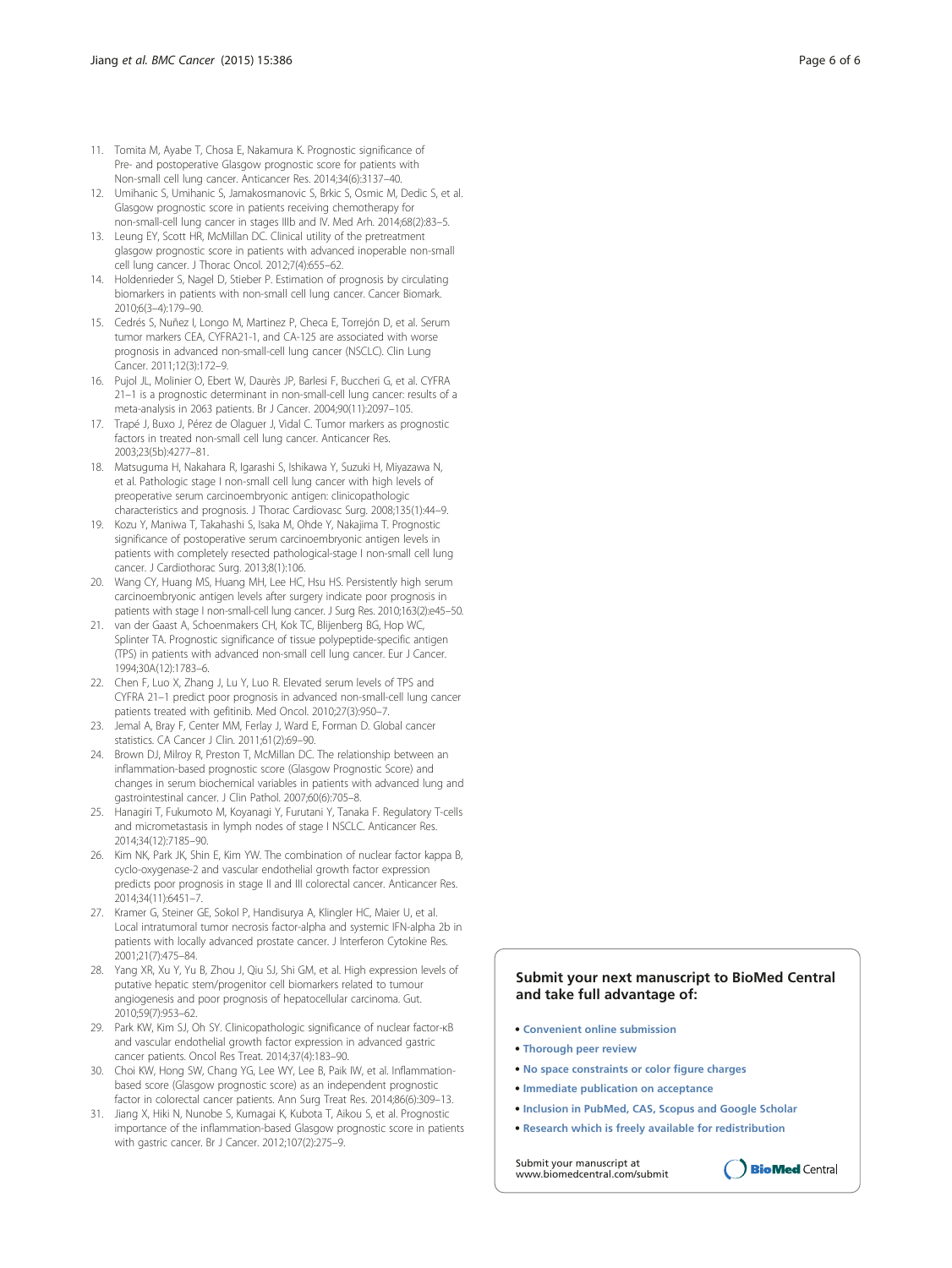11. Tomita M, Ayabe T, Chosa E, Nakamura K. Prognostic significance of Pre- and postoperative Glasgow prognostic score for patients with Non-small cell lung cancer. Anticancer Res. 2014;34(6):3137–40.
12. Umihanic S, Umihanic S, Jamakosmanovic S, Brkic S, Osmic M, Dedic S, et al. Glasgow prognostic score in patients receiving chemotherapy for non-small-cell lung cancer in stages IIIb and IV. Med Arh. 2014;68(2):83–5.
13. Leung EY, Scott HR, McMillan DC. Clinical utility of the pretreatment glasgow prognostic score in patients with advanced inoperable non-small cell lung cancer. J Thorac Oncol. 2012;7(4):655–62.
14. Holdenrieder S, Nagel D, Stieber P. Estimation of prognosis by circulating biomarkers in patients with non-small cell lung cancer. Cancer Biomark. 2010;6(3–4):179–90.
15. Cedrés S, Nuñez I, Longo M, Martinez P, Checa E, Torrejón D, et al. Serum tumor markers CEA, CYFRA21-1, and CA-125 are associated with worse prognosis in advanced non-small-cell lung cancer (NSCLC). Clin Lung Cancer. 2011;12(3):172–9.
16. Pujol JL, Molinier O, Ebert W, Daurès JP, Barlesi F, Buccheri G, et al. CYFRA 21–1 is a prognostic determinant in non-small-cell lung cancer: results of a meta-analysis in 2063 patients. Br J Cancer. 2004;90(11):2097–105.
17. Trapé J, Buxo J, Pérez de Olaguer J, Vidal C. Tumor markers as prognostic factors in treated non-small cell lung cancer. Anticancer Res. 2003;23(5b):4277–81.
18. Matsuguma H, Nakahara R, Igarashi S, Ishikawa Y, Suzuki H, Miyazawa N, et al. Pathologic stage I non-small cell lung cancer with high levels of preoperative serum carcinoembryonic antigen: clinicopathologic characteristics and prognosis. J Thorac Cardiovasc Surg. 2008;135(1):44–9.
19. Kozu Y, Maniwa T, Takahashi S, Isaka M, Ohde Y, Nakajima T. Prognostic significance of postoperative serum carcinoembryonic antigen levels in patients with completely resected pathological-stage I non-small cell lung cancer. J Cardiothorac Surg. 2013;8(1):106.
20. Wang CY, Huang MS, Huang MH, Lee HC, Hsu HS. Persistently high serum carcinoembryonic antigen levels after surgery indicate poor prognosis in patients with stage I non-small-cell lung cancer. J Surg Res. 2010;163(2):e45–50.
21. van der Gaast A, Schoenmakers CH, Kok TC, Blijenberg BG, Hop WC, Splinter TA. Prognostic significance of tissue polypeptide-specific antigen (TPS) in patients with advanced non-small cell lung cancer. Eur J Cancer. 1994;30A(12):1783–6.
22. Chen F, Luo X, Zhang J, Lu Y, Luo R. Elevated serum levels of TPS and CYFRA 21–1 predict poor prognosis in advanced non-small-cell lung cancer patients treated with gefitinib. Med Oncol. 2010;27(3):950–7.
23. Jemal A, Bray F, Center MM, Ferlay J, Ward E, Forman D. Global cancer statistics. CA Cancer J Clin. 2011;61(2):69–90.
24. Brown DJ, Milroy R, Preston T, McMillan DC. The relationship between an inflammation-based prognostic score (Glasgow Prognostic Score) and changes in serum biochemical variables in patients with advanced lung and gastrointestinal cancer. J Clin Pathol. 2007;60(6):705–8.
25. Hanagiri T, Fukumoto M, Koyanagi Y, Furutani Y, Tanaka F. Regulatory T-cells and micrometastasis in lymph nodes of stage I NSCLC. Anticancer Res. 2014;34(12):7185–90.
26. Kim NK, Park JK, Shin E, Kim YW. The combination of nuclear factor kappa B, cyclo-oxygenase-2 and vascular endothelial growth factor expression predicts poor prognosis in stage II and III colorectal cancer. Anticancer Res. 2014;34(11):6451–7.
27. Kramer G, Steiner GE, Sokol P, Handisurya A, Klingler HC, Maier U, et al. Local intratumoral tumor necrosis factor-alpha and systemic IFN-alpha 2b in patients with locally advanced prostate cancer. J Interferon Cytokine Res. 2001;21(7):475–84.
28. Yang XR, Xu Y, Yu B, Zhou J, Qiu SJ, Shi GM, et al. High expression levels of putative hepatic stem/progenitor cell biomarkers related to tumour angiogenesis and poor prognosis of hepatocellular carcinoma. Gut. 2010;59(7):953–62.
29. Park KW, Kim SJ, Oh SY. Clinicopathologic significance of nuclear factor-κB and vascular endothelial growth factor expression in advanced gastric cancer patients. Oncol Res Treat. 2014;37(4):183–90.
30. Choi KW, Hong SW, Chang YG, Lee WY, Lee B, Paik IW, et al. Inflammation-based score (Glasgow prognostic score) as an independent prognostic factor in colorectal cancer patients. Ann Surg Treat Res. 2014;86(6):309–13.
31. Jiang X, Hiki N, Nunobe S, Kumagai K, Kubota T, Aikou S, et al. Prognostic importance of the inflammation-based Glasgow prognostic score in patients with gastric cancer. Br J Cancer. 2012;107(2):275–9.

**Submit your next manuscript to BioMed Central and take full advantage of:**

- Convenient online submission
- Thorough peer review
- No space constraints or color figure charges
- Immediate publication on acceptance
- Inclusion in PubMed, CAS, Scopus and Google Scholar
- Research which is freely available for redistribution

Submit your manuscript at
www.biomedcentral.com/submit

BioMed Central